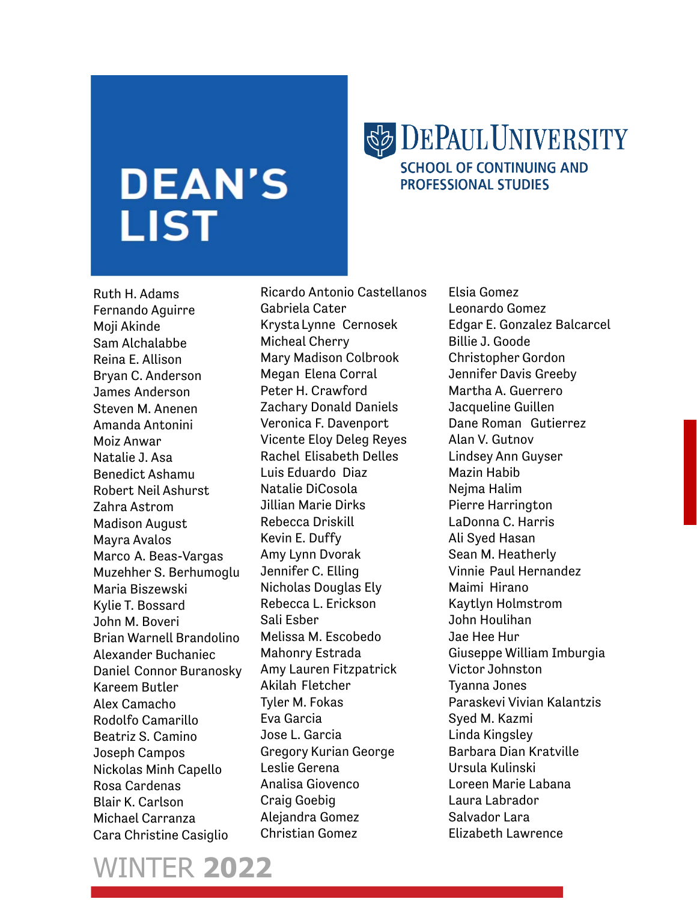# DEAN'S LIST

**DEPAUL UNIVERSITY**
SCHOOL OF CONTINUING AND PROFESSIONAL STUDIES

Ruth H. Adams
Fernando Aguirre
Moji Akinde
Sam Alchalabbe
Reina E. Allison
Bryan C. Anderson
James Anderson
Steven M. Anenen
Amanda Antonini
Moiz Anwar
Natalie J. Asa
Benedict Ashamu
Robert Neil Ashurst
Zahra Astrom
Madison August
Mayra Avalos
Marco A. Beas-Vargas
Muzehher S. Berhumoglu
Maria Biszewski
Kylie T. Bossard
John M. Boveri
Brian Warnell Brandolino
Alexander Buchaniec
Daniel Connor Buranosky
Kareem Butler
Alex Camacho
Rodolfo Camarillo
Beatriz S. Camino
Joseph Campos
Nickolas Minh Capello
Rosa Cardenas
Blair K. Carlson
Michael Carranza
Cara Christine Casiglio
Ricardo Antonio Castellanos
Gabriela Cater
Krysta Lynne Cernosek
Micheal Cherry
Mary Madison Colbrook
Megan Elena Corral
Peter H. Crawford
Zachary Donald Daniels
Veronica F. Davenport
Vicente Eloy Deleg Reyes
Rachel Elisabeth Delles
Luis Eduardo Diaz
Natalie DiCosola
Jillian Marie Dirks
Rebecca Driskill
Kevin E. Duffy
Amy Lynn Dvorak
Jennifer C. Elling
Nicholas Douglas Ely
Rebecca L. Erickson
Sali Esber
Melissa M. Escobedo
Mahonry Estrada
Amy Lauren Fitzpatrick
Akilah Fletcher
Tyler M. Fokas
Eva Garcia
Jose L. Garcia
Gregory Kurian George
Leslie Gerena
Analisa Giovenco
Craig Goebig
Alejandra Gomez
Christian Gomez
Elsia Gomez
Leonardo Gomez
Edgar E. Gonzalez Balcarcel
Billie J. Goode
Christopher Gordon
Jennifer Davis Greeby
Martha A. Guerrero
Jacqueline Guillen
Dane Roman Gutierrez
Alan V. Gutnov
Lindsey Ann Guyser
Mazin Habib
Nejma Halim
Pierre Harrington
LaDonna C. Harris
Ali Syed Hasan
Sean M. Heatherly
Vinnie Paul Hernandez
Maimi Hirano
Kaytlyn Holmstrom
John Houlihan
Jae Hee Hur
Giuseppe William Imburgia
Victor Johnston
Tyanna Jones
Paraskevi Vivian Kalantzis
Syed M. Kazmi
Linda Kingsley
Barbara Dian Kratville
Ursula Kulinski
Loreen Marie Labana
Laura Labrador
Salvador Lara
Elizabeth Lawrence

WINTER **2022**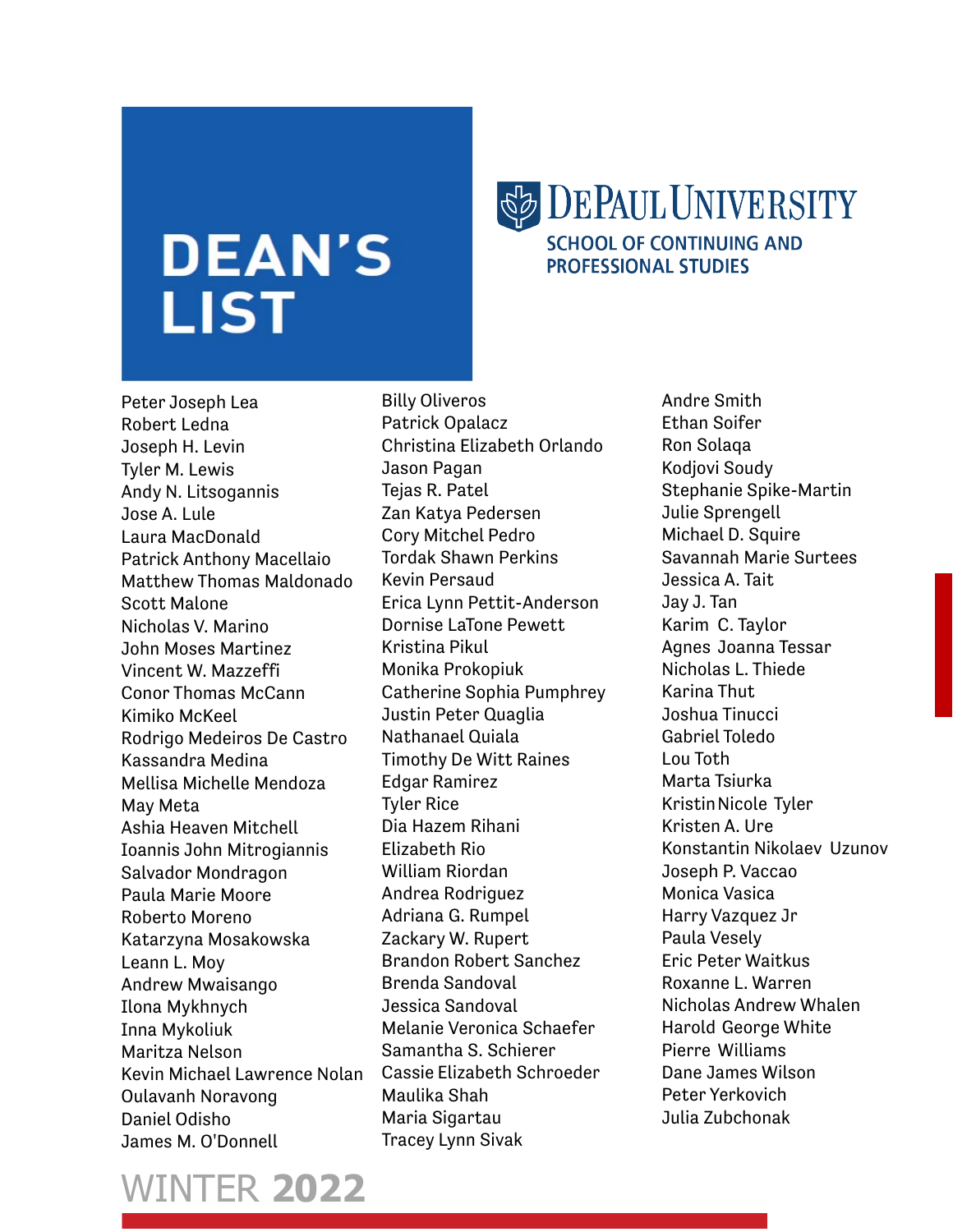# DEAN'S LIST

DePaul University
SCHOOL OF CONTINUING AND PROFESSIONAL STUDIES

Peter Joseph Lea
Robert Ledna
Joseph H. Levin
Tyler M. Lewis
Andy N. Litsogannis
Jose A. Lule
Laura MacDonald
Patrick Anthony Macellaio
Matthew Thomas Maldonado
Scott Malone
Nicholas V. Marino
John Moses Martinez
Vincent W. Mazzeffi
Conor Thomas McCann
Kimiko McKeel
Rodrigo Medeiros De Castro
Kassandra Medina
Mellisa Michelle Mendoza
May Meta
Ashia Heaven Mitchell
Ioannis John Mitrogiannis
Salvador Mondragon
Paula Marie Moore
Roberto Moreno
Katarzyna Mosakowska
Leann L. Moy
Andrew Mwaisango
Ilona Mykhnych
Inna Mykoliuk
Maritza Nelson
Kevin Michael Lawrence Nolan
Oulavanh Noravong
Daniel Odisho
James M. O'Donnell
Billy Oliveros
Patrick Opalacz
Christina Elizabeth Orlando
Jason Pagan
Tejas R. Patel
Zan Katya Pedersen
Cory Mitchel Pedro
Tordak Shawn Perkins
Kevin Persaud
Erica Lynn Pettit-Anderson
Dornise LaTone Pewett
Kristina Pikul
Monika Prokopiuk
Catherine Sophia Pumphrey
Justin Peter Quaglia
Nathanael Quiala
Timothy De Witt Raines
Edgar Ramirez
Tyler Rice
Dia Hazem Rihani
Elizabeth Rio
William Riordan
Andrea Rodriguez
Adriana G. Rumpel
Zackary W. Rupert
Brandon Robert Sanchez
Brenda Sandoval
Jessica Sandoval
Melanie Veronica Schaefer
Samantha S. Schierer
Cassie Elizabeth Schroeder
Maulika Shah
Maria Sigartau
Tracey Lynn Sivak
Andre Smith
Ethan Soifer
Ron Solaqa
Kodjovi Soudy
Stephanie Spike-Martin
Julie Sprengell
Michael D. Squire
Savannah Marie Surtees
Jessica A. Tait
Jay J. Tan
Karim C. Taylor
Agnes Joanna Tessar
Nicholas L. Thiede
Karina Thut
Joshua Tinucci
Gabriel Toledo
Lou Toth
Marta Tsiurka
Kristin Nicole Tyler
Kristen A. Ure
Konstantin Nikolaev Uzunov
Joseph P. Vaccao
Monica Vasica
Harry Vazquez Jr
Paula Vesely
Eric Peter Waitkus
Roxanne L. Warren
Nicholas Andrew Whalen
Harold George White
Pierre Williams
Dane James Wilson
Peter Yerkovich
Julia Zubchonak

WINTER **2022**